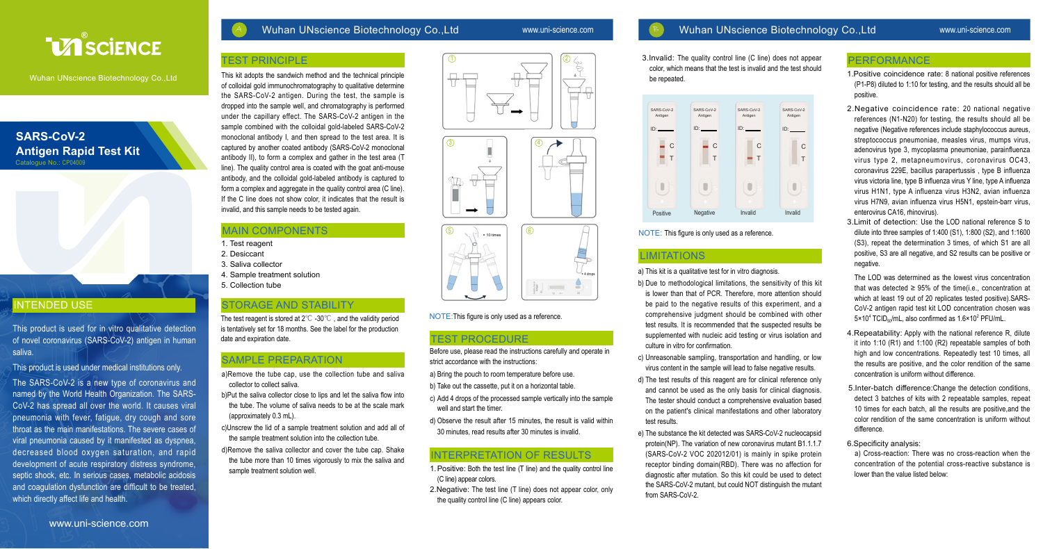# UNSCIENCE

Wuhan UNscience Biotechnology Co.,Ltd

## SARS-CoV-2 Antigen Rapid Test Kit

Catalogue No.: CP04009

## INTENDED USE

This product is used for in vitro qualitative detection of novel coronavirus (SARS-CoV-2) antigen in human saliva.

This product is used under medical institutions only.

The SARS-CoV-2 is a new type of coronavirus and named by the World Health Organization. The SARS-CoV-2 has spread all over the world. It causes viral pneumonia with fever, fatigue, dry cough and sore throat as the main manifestations. The severe cases of viral pneumonia caused by it manifested as dyspnea, decreased blood oxygen saturation, and rapid development of acute respiratory distress syndrome, septic shock, etc. In serious cases, metabolic acidosis and coagulation dysfunction are difficult to be treated, which directly affect life and health.

www.uni-science.com

## TEST PRINCIPLE

This kit adopts the sandwich method and the technical principle of colloidal gold immunochromatography to qualitative determine the SARS-CoV-2 antigen. During the test, the sample is dropped into the sample well, and chromatography is performed under the capillary effect. The SARS-CoV-2 antigen in the sample combined with the colloidal gold-labeled SARS-CoV-2 monoclonal antibody I, and then spread to the test area. It is captured by another coated antibody (SARS-CoV-2 monoclonal antibody II), to form a complex and gather in the test area (T line). The quality control area is coated with the goat anti-mouse antibody, and the colloidal gold-labeled antibody is captured to form a complex and aggregate in the quality control area (C line). If the C line does not show color, it indicates that the result is invalid, and this sample needs to be tested again.

## MAIN COMPONENTS

1. Test reagent
2. Desiccant
3. Saliva collector
4. Sample treatment solution
5. Collection tube

## STORAGE AND STABILITY

The test reagent is stored at 2℃ -30℃ , and the validity period is tentatively set for 18 months. See the label for the production date and expiration date.

## SAMPLE PREPARATION

a)Remove the tube cap, use the collection tube and saliva collector to collect saliva.

b)Put the saliva collector close to lips and let the saliva flow into the tube. The volume of saliva needs to be at the scale mark (approximately 0.3 mL).

c)Unscrew the lid of a sample treatment solution and add all of the sample treatment solution into the collection tube.

d)Remove the saliva collector and cover the tube cap. Shake the tube more than 10 times vigorously to mix the saliva and sample treatment solution well.

NOTE:This figure is only used as a reference.

## TEST PROCEDURE

Before use, please read the instructions carefully and operate in strict accordance with the instructions:

a) Bring the pouch to room temperature before use.

b) Take out the cassette, put it on a horizontal table.

c) Add 4 drops of the processed sample vertically into the sample well and start the timer.

d) Observe the result after 15 minutes, the result is valid within 30 minutes, read results after 30 minutes is invalid.

## INTERPRETATION OF RESULTS

1. Positive: Both the test line (T line) and the quality control line (C line) appear colors.

2. Negative: The test line (T line) does not appear color, only the quality control line (C line) appears color.

3. Invalid: The quality control line (C line) does not appear color, which means that the test is invalid and the test should be repeated.

NOTE: This figure is only used as a reference.

## LIMITATIONS

a) This kit is a qualitative test for in vitro diagnosis.

b) Due to methodological limitations, the sensitivity of this kit is lower than that of PCR. Therefore, more attention should be paid to the negative results of this experiment, and a comprehensive judgment should be combined with other test results. It is recommended that the suspected results be supplemented with nucleic acid testing or virus isolation and culture in vitro for confirmation.

c) Unreasonable sampling, transportation and handling, or low virus content in the sample will lead to false negative results.

d) The test results of this reagent are for clinical reference only and cannot be used as the only basis for clinical diagnosis. The tester should conduct a comprehensive evaluation based on the patient's clinical manifestations and other laboratory test results.

e) The substance the kit detected was SARS-CoV-2 nucleocapsid protein(NP). The variation of new coronavirus mutant B1.1.1.7 (SARS-CoV-2 VOC 202012/01) is mainly in spike protein receptor binding domain(RBD). There was no affection for diagnostic after mutation. So this kit could be used to detect the SARS-CoV-2 mutant, but could NOT distinguish the mutant from SARS-CoV-2.

## PERFORMANCE

1. Positive coincidence rate: 8 national positive references (P1-P8) diluted to 1:10 for testing, and the results should all be positive.

2. Negative coincidence rate: 20 national negative references (N1-N20) for testing, the results should all be negative (Negative references include staphylococcus aureus, streptococcus pneumoniae, measles virus, mumps virus, adenovirus type 3, mycoplasma pneumoniae, parainfluenza virus type 2, metapneumovirus, coronavirus OC43, coronavirus 229E, bacillus parapertussis , type B influenza virus victoria line, type B influenza virus Y line, type A influenza virus H1N1, type A influenza virus H3N2, avian influenza virus H7N9, avian influenza virus H5N1, epstein-barr virus, enterovirus CA16, rhinovirus).

3. Limit of detection: Use the LOD national reference S to dilute into three samples of 1:400 (S1), 1:800 (S2), and 1:1600 (S3), repeat the determination 3 times, of which S1 are all positive, S3 are all negative, and S2 results can be positive or negative.

   The LOD was determined as the lowest virus concentration that was detected ≥ 95% of the time(i.e., concentration at which at least 19 out of 20 replicates tested positive).SARS-CoV-2 antigen rapid test kit LOD concentration chosen was $5\times10^4$ $TCID_{50}$/mL, also confirmed as $1.6\times10^2$ PFU/mL.

4. Repeatability: Apply with the national reference R, dilute it into 1:10 (R1) and 1:100 (R2) repeatable samples of both high and low concentrations. Repeatedly test 10 times, all the results are positive, and the color rendition of the same concentration is uniform without difference.

5. Inter-batch difference:Change the detection conditions, detect 3 batches of kits with 2 repeatable samples, repeat 10 times for each batch, all the results are positive,and the color rendition of the same concentration is uniform without difference.

6. Specificity analysis:

   a) Cross-reaction: There was no cross-reaction when the concentration of the potential cross-reactive substance is lower than the value listed below: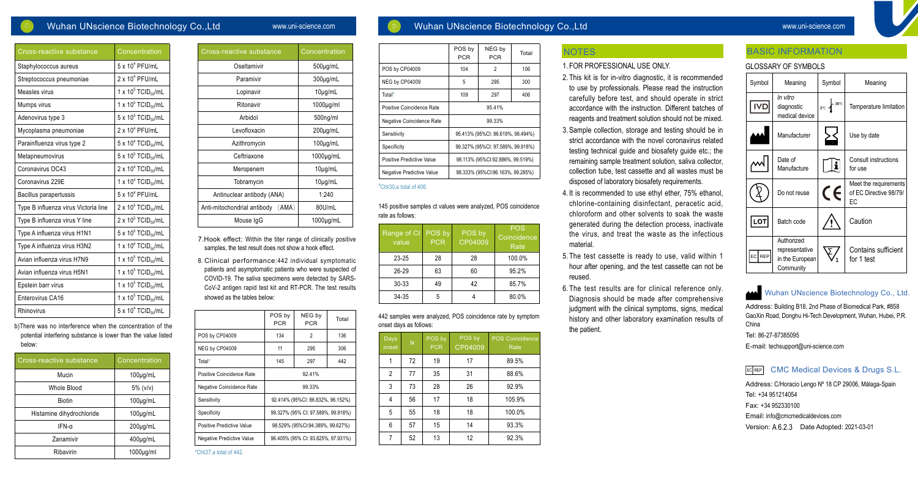| Cross-reactive substance | Concentration |
| --- | --- |
| Staphylococcus aureus | 5 x $10^4$ PFU/mL |
| Streptococcus pneumoniae | 2 x $10^4$ PFU/mL |
| Measles virus | 1 x $10^5$ $TCID_{50}$/mL |
| Mumps virus | 1 x $10^5$ $TCID_{50}$/mL |
| Adenovirus type 3 | 5 x $10^5$ $TCID_{50}$/mL |
| Mycoplasma pneumoniae | 2 x $10^4$ PFU/mL |
| Parainfluenza virus type 2 | 5 x $10^4$ $TCID_{50}$/mL |
| Metapneumovirus | 5 x $10^5$ $TCID_{50}$/mL |
| Coronavirus OC43 | 2 x $10^4$ $TCID_{50}$/mL |
| Coronavirus 229E | 1 x $10^4$ $TCID_{50}$/mL |
| Bacillus parapertussis | 5 x $10^4$ PFU/mL |
| Type B influenza virus Victoria line | 2 x $10^5$ $TCID_{50}$/mL |
| Type B influenza virus Y line | 2 x $10^5$ $TCID_{50}$/mL |
| Type A influenza virus H1N1 | 5 x $10^5$ $TCID_{50}$/mL |
| Type A influenza virus H3N2 | 1 x $10^6$ $TCID_{50}$/mL |
| Avian influenza virus H7N9 | 1 x $10^5$ $TCID_{50}$/mL |
| Avian influenza virus H5N1 | 1 x $10^5$ $TCID_{50}$/mL |
| Epstein barr virus | 1 x $10^5$ $TCID_{50}$/mL |
| Enterovirus CA16 | 1 x $10^5$ $TCID_{50}$/mL |
| Rhinovirus | 5 x $10^4$ $TCID_{50}$/mL |

b)There was no interference when the concentration of the potential interfering substance is lower than the value listed below:

| Cross-reactive substance | Concentration |
| --- | --- |
| Mucin | 100μg/mL |
| Whole Blood | 5% (v/v) |
| Biotin | 100μg/mL |
| Histamine dihydrochloride | 100μg/mL |
| IFN-α | 200μg/mL |
| Zanamivir | 400μg/mL |
| Ribavirin | 1000μg/ml |

| Cross-reactive substance | Concentration |
| --- | --- |
| Oseltamivir | 500μg/mL |
| Paramivir | 300μg/mL |
| Lopinavir | 10μg/mL |
| Ritonavir | 1000μg/ml |
| Arbidol | 500ng/ml |
| Levofloxacin | 200μg/mL |
| Azithromycin | 100μg/mL |
| Ceftriaxone | 1000μg/mL |
| Meropenem | 10μg/mL |
| Tobramycin | 10μg/mL |
| Antinuclear antibody (ANA) | 1:240 |
| Anti-mitochondrial antibody (AMA) | 80U/mL |
| Mouse IgG | 1000μg/mL |

7.Hook effect: Within the titer range of clinically positive samples, the test result does not show a hook effect.

8. Clinical performance:442 individual symptomatic patients and asymptomatic patients who were suspected of COVID-19. The saliva specimens were detected by SARS-CoV-2 antigen rapid test kit and RT-PCR. The test results showed as the tables below:

| | POS by PCR | NEG by PCR | Total |
| --- | --- | --- | --- |
| POS by CP04009 | 134 | 2 | 136 |
| NEG by CP04009 | 11 | 295 | 306 |
| Total* | 145 | 297 | 442 |
| Positive Coincidence Rate | 92.41% | | |
| Negative Coincidence Rate | 99.33% | | |
| Sensitivity | 92.414% (95%CI: 86.832%, 96.152%) | | |
| Specificity | 99.327% (95% CI: 97.589%, 99.918%) | | |
| Positive Predictive Value | 98.529% (95%CI:94.389%, 99.627%) | | |
| Negative Predictive Value | 96.405% (95% CI: 93.825%, 97.931%) | | |

*Ct≤37,a total of 442.

| | POS by PCR | NEG by PCR | Total |
| --- | --- | --- | --- |
| POS by CP04009 | 104 | 2 | 106 |
| NEG by CP04009 | 5 | 295 | 300 |
| Total* | 109 | 297 | 406 |
| Positive Coincidence Rate | 95.41% | | |
| Negative Coincidence Rate | 99.33% | | |
| Sensitivity | 95.413% (95%CI: 86.619%, 98.494%) | | |
| Specificity | 99.327% (95%CI: 97.589%, 99.918%) | | |
| Positive Predictive Value | 98.113% (95%CI:92.886%, 99.519%) | | |
| Negative Predictive Value | 98.333% (95%CI:96.163%, 99.285%) | | |

*Ct≤30,a total of 406.

145 positive samples ct values were analyzed, POS coincidence rate as follows:

| Range of Ct value | POS by PCR | POS by CP04009 | POS Coincidence Rate |
| --- | --- | --- | --- |
| 23-25 | 28 | 28 | 100.0% |
| 26-29 | 63 | 60 | 95.2% |
| 30-33 | 49 | 42 | 85.7% |
| 34-35 | 5 | 4 | 80.0% |

442 samples were analyzed, POS coincidence rate by symptom onset days as follows:

| Days onset | N | POS by PCR | POS by CP04009 | POS Coincidence Rate |
| --- | --- | --- | --- | --- |
| 1 | 72 | 19 | 17 | 89.5% |
| 2 | 77 | 35 | 31 | 88.6% |
| 3 | 73 | 28 | 26 | 92.9% |
| 4 | 56 | 17 | 18 | 105.9% |
| 5 | 55 | 18 | 18 | 100.0% |
| 6 | 57 | 15 | 14 | 93.3% |
| 7 | 52 | 13 | 12 | 92.3% |

## NOTES

1. FOR PROFESSIONAL USE ONLY.
2. This kit is for in-vitro diagnostic, it is recommended to use by professionals. Please read the instruction carefully before test, and should operate in strict accordance with the instruction. Different batches of reagents and treatment solution should not be mixed.
3. Sample collection, storage and testing should be in strict accordance with the novel coronavirus related testing technical guide and biosafety guide etc.; the remaining sample treatment solution, saliva collector, collection tube, test cassette and all wastes must be disposed of laboratory biosafety requirements.
4. It is recommended to use ethyl ether, 75% ethanol, chlorine-containing disinfectant, peracetic acid, chloroform and other solvents to soak the waste generated during the detection process, inactivate the virus, and treat the waste as the infectious material.
5. The test cassette is ready to use, valid within 1 hour after opening, and the test cassette can not be reused.
6. The test results are for clinical reference only. Diagnosis should be made after comprehensive judgment with the clinical symptoms, signs, medical history and other laboratory examination results of the patient.

## BASIC INFORMATION

### GLOSSARY OF SYMBOLS

| Symbol | Meaning | Symbol | Meaning |
| --- | --- | --- | --- |
| IVD | In vitro diagnostic medical device | 2°C–30°C | Temperature limitation |
| | Manufacturer | | Use by date |
| | Date of Manufacture | i | Consult instructions for use |
| | Do not reuse | CE | Meet the requirements of EC Directive 98/79/EC |
| LOT | Batch code | ! | Caution |
| EC REP | Authorized representative in the European Community | Σ 1 | Contains sufficient for 1 test |

**Wuhan UNscience Biotechnology Co., Ltd.**

Address: Building B18, 2nd Phase of Biomedical Park, #858 GaoXin Road, Donghu Hi-Tech Development, Wuhan, Hubei, P.R. China

Tel: 86-27-87385095

E-mail: techsupport@uni-science.com

**EC REP CMC Medical Devices & Drugs S.L.**

Address: C/Horacio Lengo Nº 18 CP 29006, Málaga-Spain

Tel: +34 951214054

Fax: +34 952330100

Email: info@cmcmedicaldevices.com

Version: A 6.2.3 Date Adopted: 2021-03-01